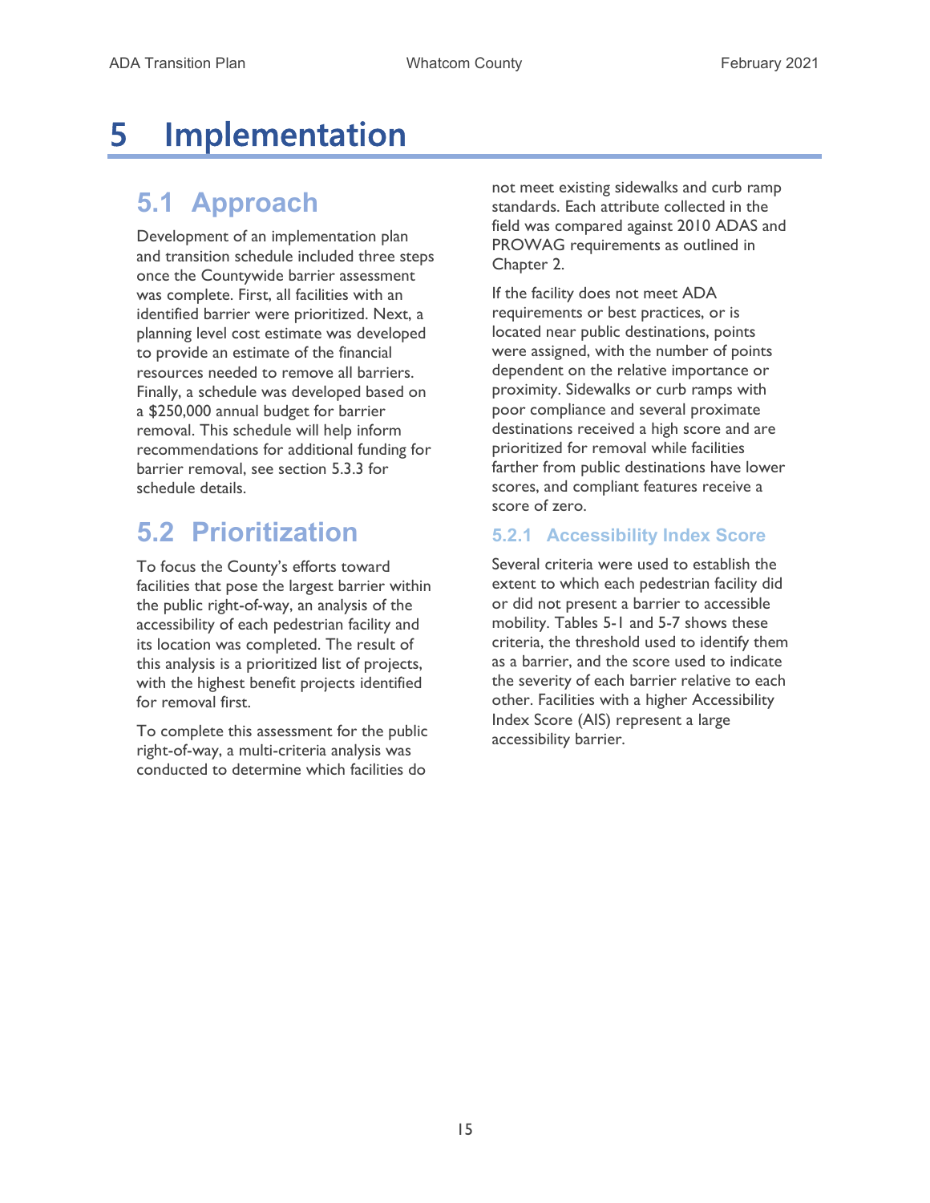# 5 Implementation

## 5.1 Approach

Development of an implementation plan and transition schedule included three steps once the Countywide barrier assessment was complete. First, all facilities with an identified barrier were prioritized. Next, a planning level cost estimate was developed to provide an estimate of the financial resources needed to remove all barriers. Finally, a schedule was developed based on a $250,000 annual budget for barrier removal. This schedule will help inform recommendations for additional funding for barrier removal, see section 5.3.3 for schedule details.

## 5.2 Prioritization

To focus the County's efforts toward facilities that pose the largest barrier within the public right-of-way, an analysis of the accessibility of each pedestrian facility and its location was completed. The result of this analysis is a prioritized list of projects, with the highest benefit projects identified for removal first.

To complete this assessment for the public right-of-way, a multi-criteria analysis was conducted to determine which facilities do not meet existing sidewalks and curb ramp standards. Each attribute collected in the field was compared against 2010 ADAS and PROWAG requirements as outlined in Chapter 2.

If the facility does not meet ADA requirements or best practices, or is located near public destinations, points were assigned, with the number of points dependent on the relative importance or proximity. Sidewalks or curb ramps with poor compliance and several proximate destinations received a high score and are prioritized for removal while facilities farther from public destinations have lower scores, and compliant features receive a score of zero.

### 5.2.1 Accessibility Index Score

Several criteria were used to establish the extent to which each pedestrian facility did or did not present a barrier to accessible mobility. Tables 5-1 and 5-7 shows these criteria, the threshold used to identify them as a barrier, and the score used to indicate the severity of each barrier relative to each other. Facilities with a higher Accessibility Index Score (AIS) represent a large accessibility barrier.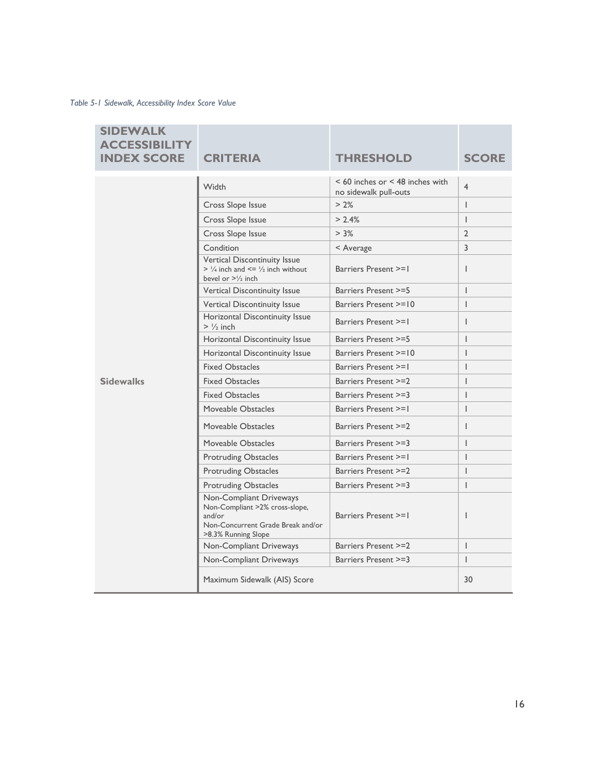*Table 5-1 Sidewalk, Accessibility Index Score Value*

| SIDEWALK ACCESSIBILITY INDEX SCORE | CRITERIA | THRESHOLD | SCORE |
|---|---|---|---|
| Sidewalks | Width | < 60 inches or < 48 inches with no sidewalk pull-outs | 4 |
| | Cross Slope Issue | > 2% | 1 |
| | Cross Slope Issue | > 2.4% | 1 |
| | Cross Slope Issue | > 3% | 2 |
| | Condition | < Average | 3 |
| | Vertical Discontinuity Issue > ¼ inch and <= ½ inch without bevel or >½ inch | Barriers Present >=1 | 1 |
| | Vertical Discontinuity Issue | Barriers Present >=5 | 1 |
| | Vertical Discontinuity Issue | Barriers Present >=10 | 1 |
| | Horizontal Discontinuity Issue > ½ inch | Barriers Present >=1 | 1 |
| | Horizontal Discontinuity Issue | Barriers Present >=5 | 1 |
| | Horizontal Discontinuity Issue | Barriers Present >=10 | 1 |
| | Fixed Obstacles | Barriers Present >=1 | 1 |
| | Fixed Obstacles | Barriers Present >=2 | 1 |
| | Fixed Obstacles | Barriers Present >=3 | 1 |
| | Moveable Obstacles | Barriers Present >=1 | 1 |
| | Moveable Obstacles | Barriers Present >=2 | 1 |
| | Moveable Obstacles | Barriers Present >=3 | 1 |
| | Protruding Obstacles | Barriers Present >=1 | 1 |
| | Protruding Obstacles | Barriers Present >=2 | 1 |
| | Protruding Obstacles | Barriers Present >=3 | 1 |
| | Non-Compliant Driveways Non-Compliant >2% cross-slope, and/or Non-Concurrent Grade Break and/or >8.3% Running Slope | Barriers Present >=1 | 1 |
| | Non-Compliant Driveways | Barriers Present >=2 | 1 |
| | Non-Compliant Driveways | Barriers Present >=3 | 1 |
| | Maximum Sidewalk (AIS) Score | | 30 |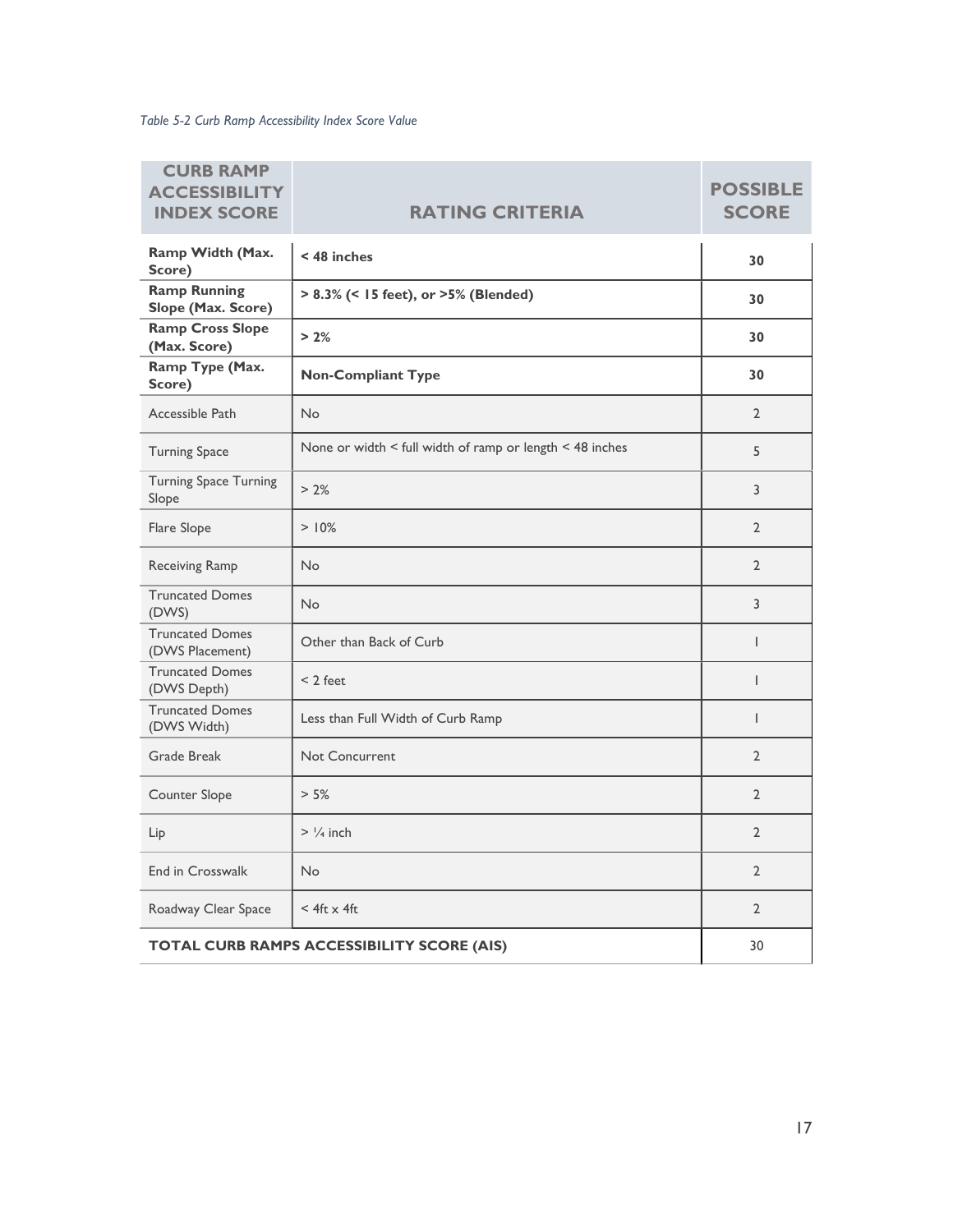*Table 5-2 Curb Ramp Accessibility Index Score Value*

| CURB RAMP ACCESSIBILITY INDEX SCORE | RATING CRITERIA | POSSIBLE SCORE |
|---|---|---|
| **Ramp Width (Max. Score)** | **< 48 inches** | **30** |
| **Ramp Running Slope (Max. Score)** | **> 8.3% (< 15 feet), or >5% (Blended)** | **30** |
| **Ramp Cross Slope (Max. Score)** | **> 2%** | **30** |
| **Ramp Type (Max. Score)** | **Non-Compliant Type** | **30** |
| Accessible Path | No | 2 |
| Turning Space | None or width < full width of ramp or length < 48 inches | 5 |
| Turning Space Turning Slope | > 2% | 3 |
| Flare Slope | > 10% | 2 |
| Receiving Ramp | No | 2 |
| Truncated Domes (DWS) | No | 3 |
| Truncated Domes (DWS Placement) | Other than Back of Curb | 1 |
| Truncated Domes (DWS Depth) | < 2 feet | 1 |
| Truncated Domes (DWS Width) | Less than Full Width of Curb Ramp | 1 |
| Grade Break | Not Concurrent | 2 |
| Counter Slope | > 5% | 2 |
| Lip | > ¼ inch | 2 |
| End in Crosswalk | No | 2 |
| Roadway Clear Space | < 4ft x 4ft | 2 |
| **TOTAL CURB RAMPS ACCESSIBILITY SCORE (AIS)** | | 30 |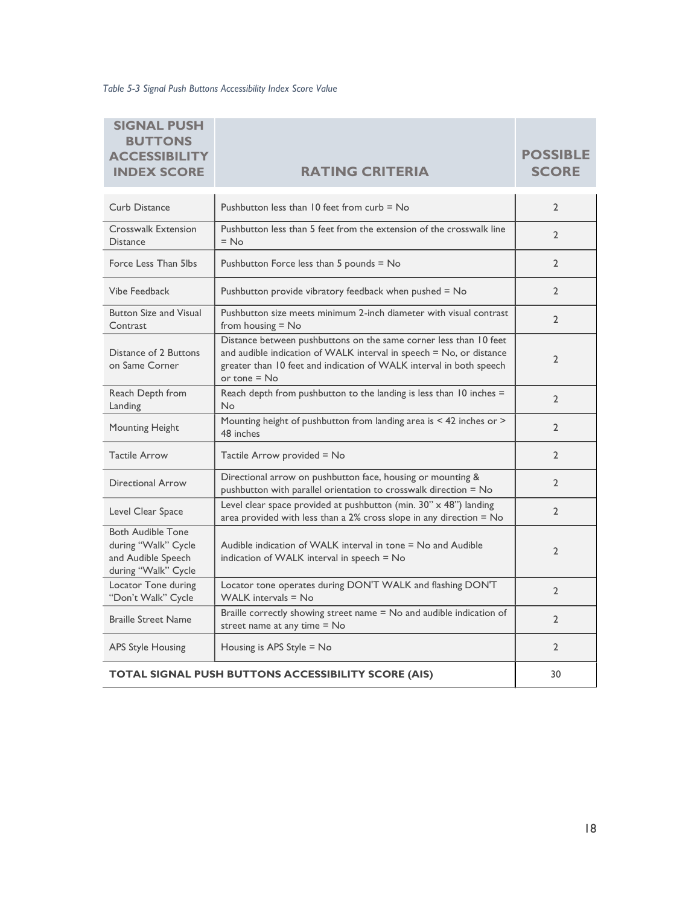*Table 5-3 Signal Push Buttons Accessibility Index Score Value*

| SIGNAL PUSH BUTTONS ACCESSIBILITY INDEX SCORE | RATING CRITERIA | POSSIBLE SCORE |
|---|---|---|
| Curb Distance | Pushbutton less than 10 feet from curb = No | 2 |
| Crosswalk Extension Distance | Pushbutton less than 5 feet from the extension of the crosswalk line = No | 2 |
| Force Less Than 5lbs | Pushbutton Force less than 5 pounds = No | 2 |
| Vibe Feedback | Pushbutton provide vibratory feedback when pushed = No | 2 |
| Button Size and Visual Contrast | Pushbutton size meets minimum 2-inch diameter with visual contrast from housing = No | 2 |
| Distance of 2 Buttons on Same Corner | Distance between pushbuttons on the same corner less than 10 feet and audible indication of WALK interval in speech = No, or distance greater than 10 feet and indication of WALK interval in both speech or tone = No | 2 |
| Reach Depth from Landing | Reach depth from pushbutton to the landing is less than 10 inches = No | 2 |
| Mounting Height | Mounting height of pushbutton from landing area is < 42 inches or > 48 inches | 2 |
| Tactile Arrow | Tactile Arrow provided = No | 2 |
| Directional Arrow | Directional arrow on pushbutton face, housing or mounting & pushbutton with parallel orientation to crosswalk direction = No | 2 |
| Level Clear Space | Level clear space provided at pushbutton (min. 30" x 48") landing area provided with less than a 2% cross slope in any direction = No | 2 |
| Both Audible Tone during "Walk" Cycle and Audible Speech during "Walk" Cycle | Audible indication of WALK interval in tone = No and Audible indication of WALK interval in speech = No | 2 |
| Locator Tone during "Don't Walk" Cycle | Locator tone operates during DON'T WALK and flashing DON'T WALK intervals = No | 2 |
| Braille Street Name | Braille correctly showing street name = No and audible indication of street name at any time = No | 2 |
| APS Style Housing | Housing is APS Style = No | 2 |
| **TOTAL SIGNAL PUSH BUTTONS ACCESSIBILITY SCORE (AIS)** | | 30 |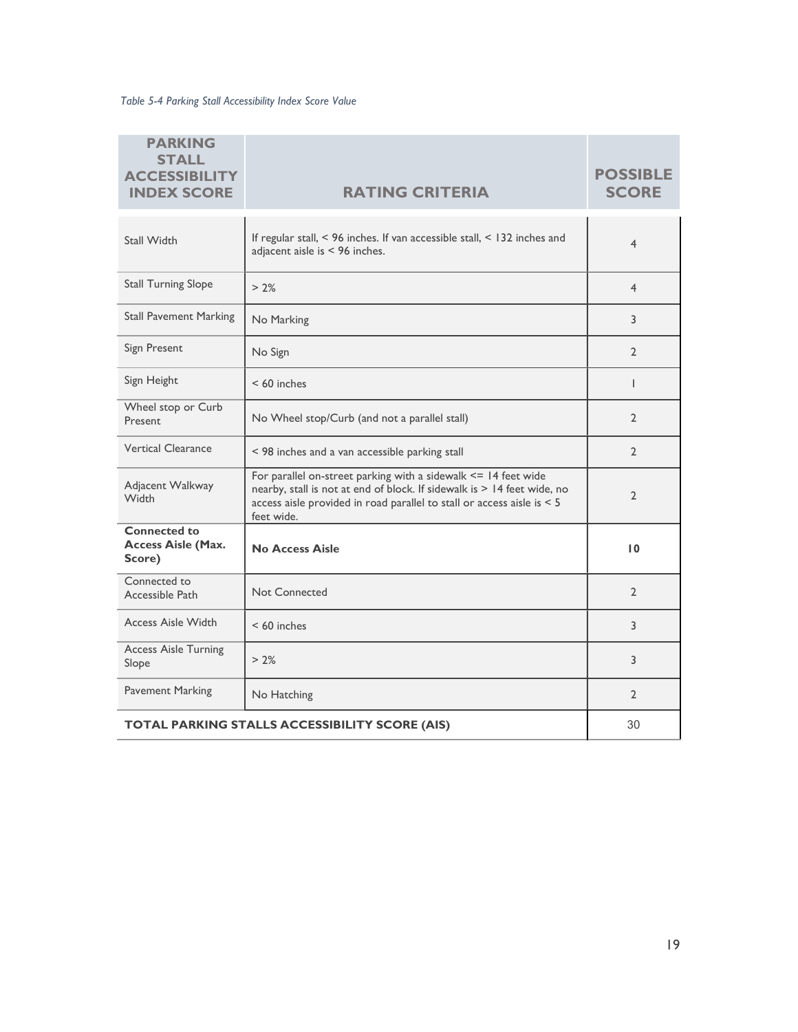*Table 5-4 Parking Stall Accessibility Index Score Value*

| PARKING STALL ACCESSIBILITY INDEX SCORE | RATING CRITERIA | POSSIBLE SCORE |
|---|---|---|
| Stall Width | If regular stall, < 96 inches. If van accessible stall, < 132 inches and adjacent aisle is < 96 inches. | 4 |
| Stall Turning Slope | > 2% | 4 |
| Stall Pavement Marking | No Marking | 3 |
| Sign Present | No Sign | 2 |
| Sign Height | < 60 inches | 1 |
| Wheel stop or Curb Present | No Wheel stop/Curb (and not a parallel stall) | 2 |
| Vertical Clearance | < 98 inches and a van accessible parking stall | 2 |
| Adjacent Walkway Width | For parallel on-street parking with a sidewalk <= 14 feet wide nearby, stall is not at end of block. If sidewalk is > 14 feet wide, no access aisle provided in road parallel to stall or access aisle is < 5 feet wide. | 2 |
| **Connected to Access Aisle (Max. Score)** | **No Access Aisle** | **10** |
| Connected to Accessible Path | Not Connected | 2 |
| Access Aisle Width | < 60 inches | 3 |
| Access Aisle Turning Slope | > 2% | 3 |
| Pavement Marking | No Hatching | 2 |
| **TOTAL PARKING STALLS ACCESSIBILITY SCORE (AIS)** | | 30 |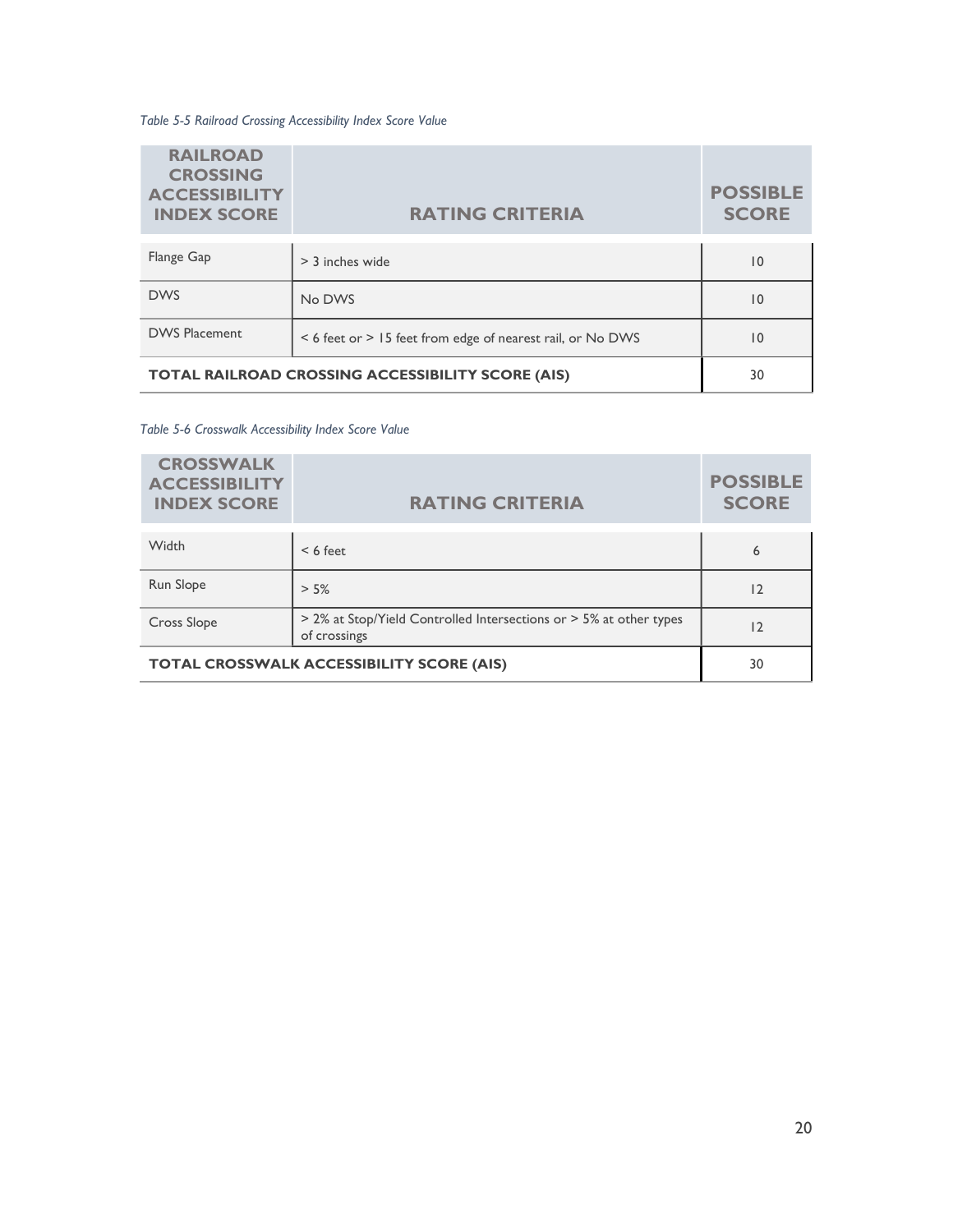*Table 5-5 Railroad Crossing Accessibility Index Score Value*

| RAILROAD CROSSING ACCESSIBILITY INDEX SCORE | RATING CRITERIA | POSSIBLE SCORE |
|---|---|---|
| Flange Gap | > 3 inches wide | 10 |
| DWS | No DWS | 10 |
| DWS Placement | < 6 feet or > 15 feet from edge of nearest rail, or No DWS | 10 |
| **TOTAL RAILROAD CROSSING ACCESSIBILITY SCORE (AIS)** | | 30 |

*Table 5-6 Crosswalk Accessibility Index Score Value*

| CROSSWALK ACCESSIBILITY INDEX SCORE | RATING CRITERIA | POSSIBLE SCORE |
|---|---|---|
| Width | < 6 feet | 6 |
| Run Slope | > 5% | 12 |
| Cross Slope | > 2% at Stop/Yield Controlled Intersections or > 5% at other types of crossings | 12 |
| **TOTAL CROSSWALK ACCESSIBILITY SCORE (AIS)** | | 30 |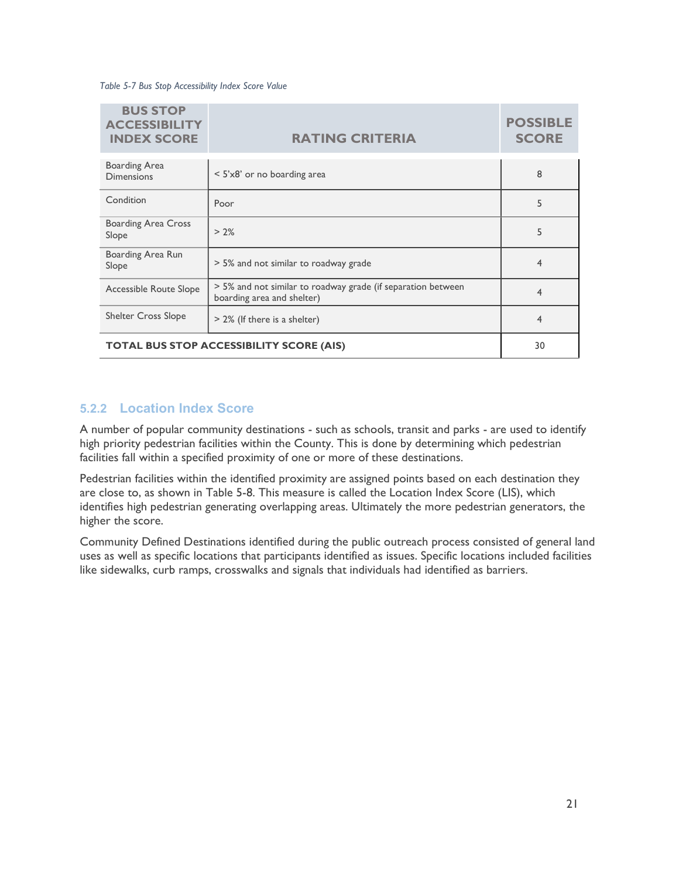*Table 5-7 Bus Stop Accessibility Index Score Value*

| BUS STOP ACCESSIBILITY INDEX SCORE | RATING CRITERIA | POSSIBLE SCORE |
|---|---|---|
| Boarding Area Dimensions | < 5'x8' or no boarding area | 8 |
| Condition | Poor | 5 |
| Boarding Area Cross Slope | > 2% | 5 |
| Boarding Area Run Slope | > 5% and not similar to roadway grade | 4 |
| Accessible Route Slope | > 5% and not similar to roadway grade (if separation between boarding area and shelter) | 4 |
| Shelter Cross Slope | > 2% (If there is a shelter) | 4 |
| **TOTAL BUS STOP ACCESSIBILITY SCORE (AIS)** | | 30 |

### 5.2.2 Location Index Score

A number of popular community destinations - such as schools, transit and parks - are used to identify high priority pedestrian facilities within the County. This is done by determining which pedestrian facilities fall within a specified proximity of one or more of these destinations.

Pedestrian facilities within the identified proximity are assigned points based on each destination they are close to, as shown in Table 5-8. This measure is called the Location Index Score (LIS), which identifies high pedestrian generating overlapping areas. Ultimately the more pedestrian generators, the higher the score.

Community Defined Destinations identified during the public outreach process consisted of general land uses as well as specific locations that participants identified as issues. Specific locations included facilities like sidewalks, curb ramps, crosswalks and signals that individuals had identified as barriers.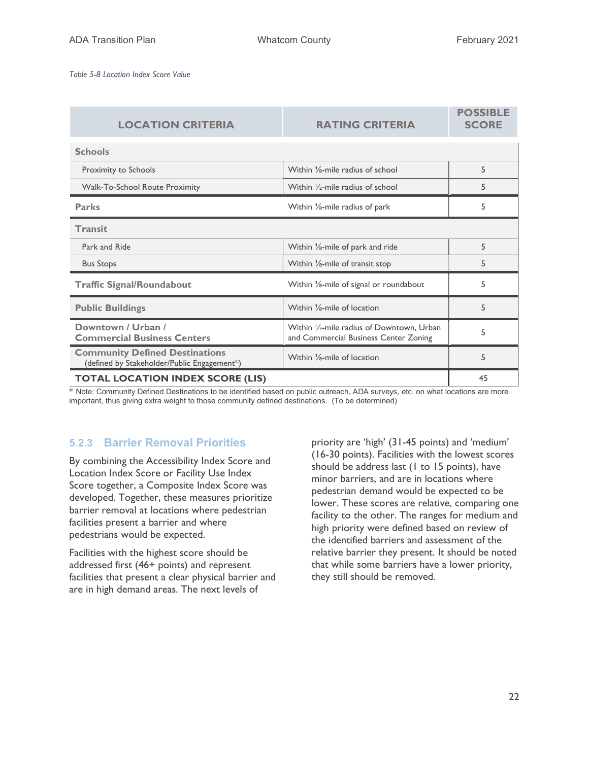*Table 5-8 Location Index Score Value*

| LOCATION CRITERIA | RATING CRITERIA | POSSIBLE SCORE |
|---|---|---|
| **Schools** | | |
| Proximity to Schools | Within ⅛-mile radius of school | 5 |
| Walk-To-School Route Proximity | Within ½-mile radius of school | 5 |
| **Parks** | Within ⅛-mile radius of park | 5 |
| **Transit** | | |
| Park and Ride | Within ⅛-mile of park and ride | 5 |
| Bus Stops | Within ⅛-mile of transit stop | 5 |
| **Traffic Signal/Roundabout** | Within ⅛-mile of signal or roundabout | 5 |
| **Public Buildings** | Within ⅛-mile of location | 5 |
| **Downtown / Urban / Commercial Business Centers** | Within ¼-mile radius of Downtown, Urban and Commercial Business Center Zoning | 5 |
| **Community Defined Destinations** (defined by Stakeholder/Public Engagement*) | Within ⅛-mile of location | 5 |
| **TOTAL LOCATION INDEX SCORE (LIS)** | | 45 |

* Note: Community Defined Destinations to be identified based on public outreach, ADA surveys, etc. on what locations are more important, thus giving extra weight to those community defined destinations. (To be determined)

### 5.2.3 Barrier Removal Priorities

By combining the Accessibility Index Score and Location Index Score or Facility Use Index Score together, a Composite Index Score was developed. Together, these measures prioritize barrier removal at locations where pedestrian facilities present a barrier and where pedestrians would be expected.

Facilities with the highest score should be addressed first (46+ points) and represent facilities that present a clear physical barrier and are in high demand areas. The next levels of priority are 'high' (31-45 points) and 'medium' (16-30 points). Facilities with the lowest scores should be address last (1 to 15 points), have minor barriers, and are in locations where pedestrian demand would be expected to be lower. These scores are relative, comparing one facility to the other. The ranges for medium and high priority were defined based on review of the identified barriers and assessment of the relative barrier they present. It should be noted that while some barriers have a lower priority, they still should be removed.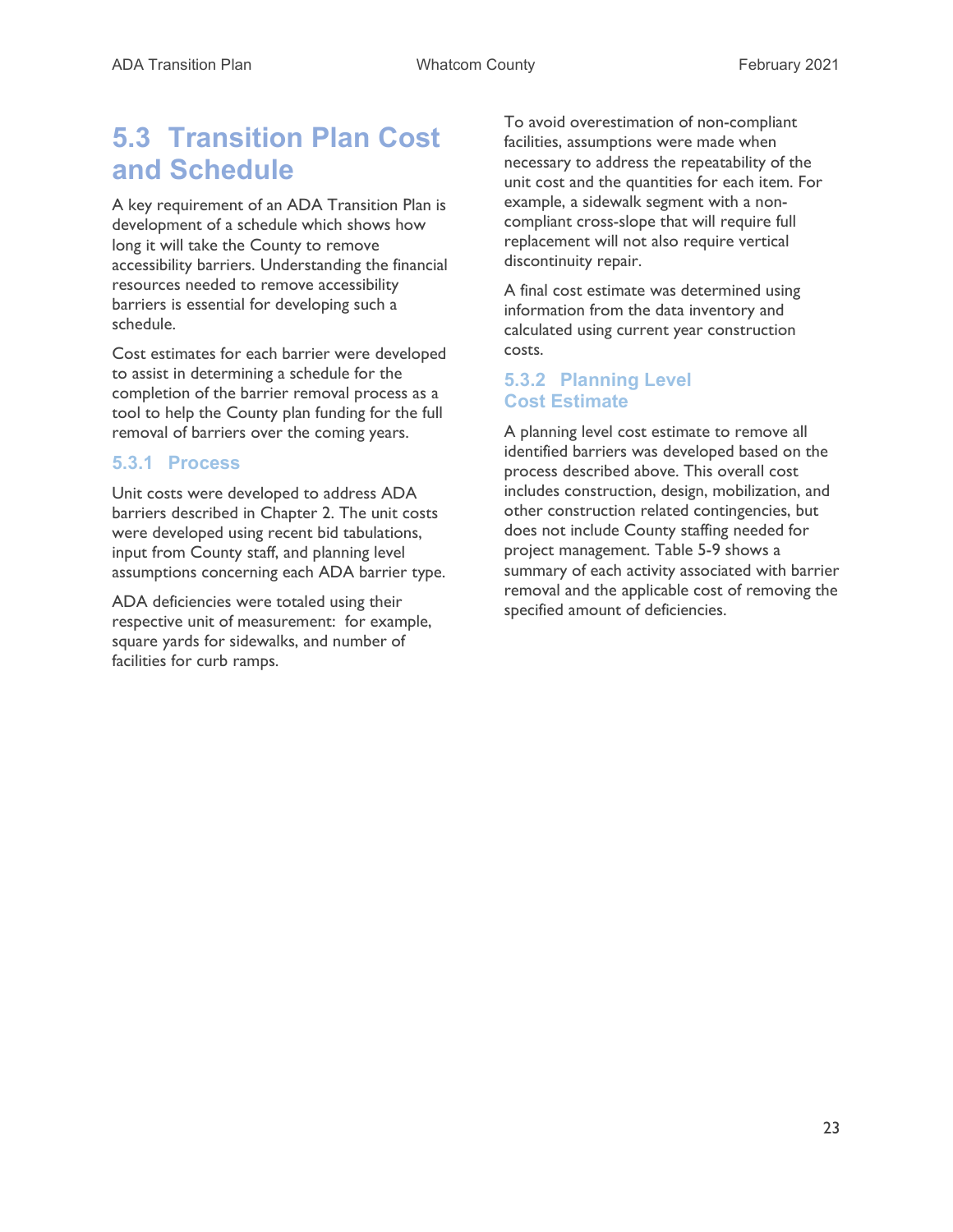## 5.3 Transition Plan Cost and Schedule

A key requirement of an ADA Transition Plan is development of a schedule which shows how long it will take the County to remove accessibility barriers. Understanding the financial resources needed to remove accessibility barriers is essential for developing such a schedule.

Cost estimates for each barrier were developed to assist in determining a schedule for the completion of the barrier removal process as a tool to help the County plan funding for the full removal of barriers over the coming years.

### 5.3.1 Process

Unit costs were developed to address ADA barriers described in Chapter 2. The unit costs were developed using recent bid tabulations, input from County staff, and planning level assumptions concerning each ADA barrier type.

ADA deficiencies were totaled using their respective unit of measurement: for example, square yards for sidewalks, and number of facilities for curb ramps.

To avoid overestimation of non-compliant facilities, assumptions were made when necessary to address the repeatability of the unit cost and the quantities for each item. For example, a sidewalk segment with a non-compliant cross-slope that will require full replacement will not also require vertical discontinuity repair.

A final cost estimate was determined using information from the data inventory and calculated using current year construction costs.

### 5.3.2 Planning Level Cost Estimate

A planning level cost estimate to remove all identified barriers was developed based on the process described above. This overall cost includes construction, design, mobilization, and other construction related contingencies, but does not include County staffing needed for project management. Table 5-9 shows a summary of each activity associated with barrier removal and the applicable cost of removing the specified amount of deficiencies.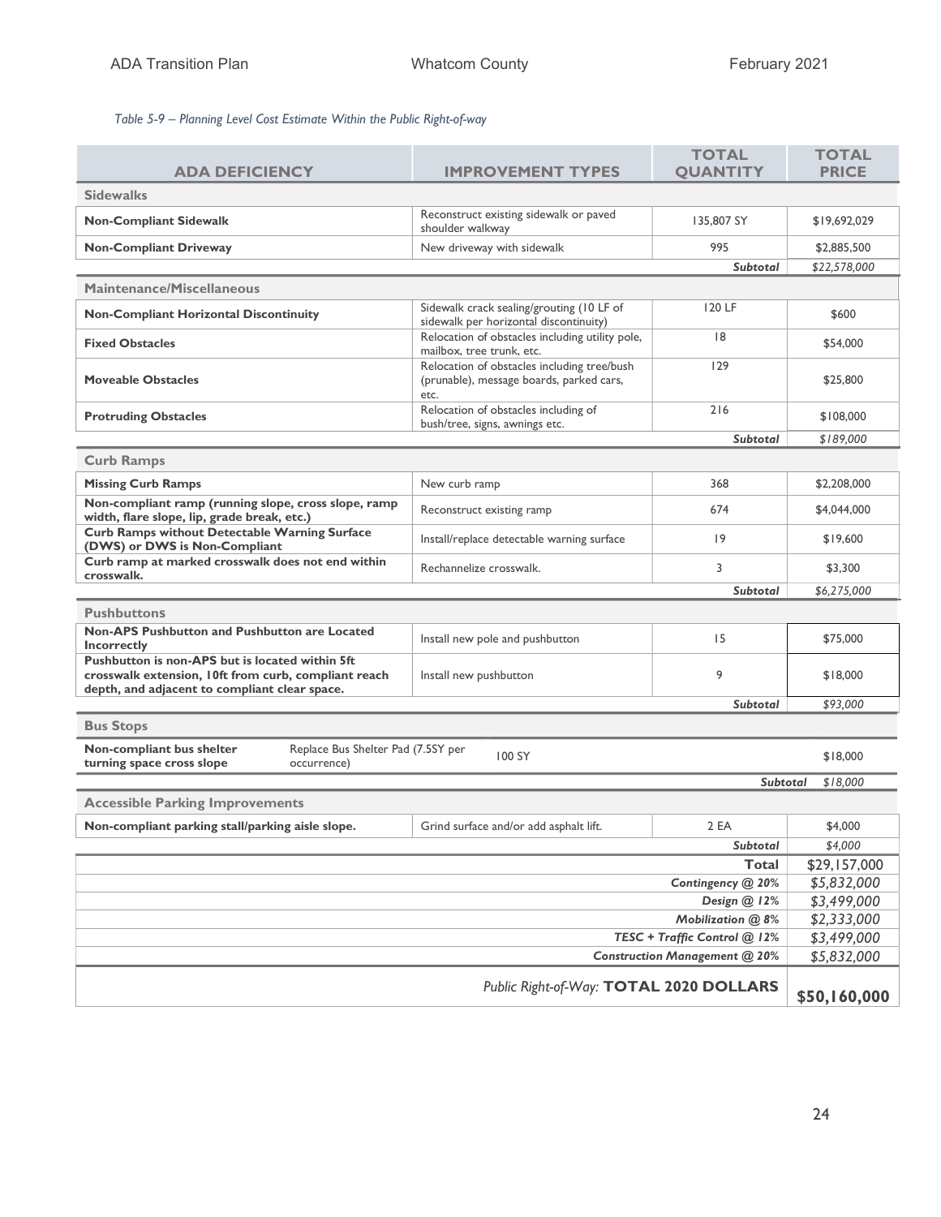*Table 5-9 – Planning Level Cost Estimate Within the Public Right-of-way*

| ADA DEFICIENCY | IMPROVEMENT TYPES | TOTAL QUANTITY | TOTAL PRICE |
|---|---|---|---|
| **Sidewalks** | | | |
| **Non-Compliant Sidewalk** | Reconstruct existing sidewalk or paved shoulder walkway | 135,807 SY | $19,692,029 |
| **Non-Compliant Driveway** | New driveway with sidewalk | 995 | $2,885,500 |
| | | ***Subtotal*** | *$22,578,000* |
| **Maintenance/Miscellaneous** | | | |
| **Non-Compliant Horizontal Discontinuity** | Sidewalk crack sealing/grouting (10 LF of sidewalk per horizontal discontinuity) | 120 LF | $600 |
| **Fixed Obstacles** | Relocation of obstacles including utility pole, mailbox, tree trunk, etc. | 18 | $54,000 |
| **Moveable Obstacles** | Relocation of obstacles including tree/bush (prunable), message boards, parked cars, etc. | 129 | $25,800 |
| **Protruding Obstacles** | Relocation of obstacles including of bush/tree, signs, awnings etc. | 216 | $108,000 |
| | | ***Subtotal*** | *$189,000* |
| **Curb Ramps** | | | |
| **Missing Curb Ramps** | New curb ramp | 368 | $2,208,000 |
| **Non-compliant ramp (running slope, cross slope, ramp width, flare slope, lip, grade break, etc.)** | Reconstruct existing ramp | 674 | $4,044,000 |
| **Curb Ramps without Detectable Warning Surface (DWS) or DWS is Non-Compliant** | Install/replace detectable warning surface | 19 | $19,600 |
| **Curb ramp at marked crosswalk does not end within crosswalk.** | Rechannelize crosswalk. | 3 | $3,300 |
| | | ***Subtotal*** | *$6,275,000* |
| **Pushbuttons** | | | |
| **Non-APS Pushbutton and Pushbutton are Located Incorrectly** | Install new pole and pushbutton | 15 | $75,000 |
| **Pushbutton is non-APS but is located within 5ft crosswalk extension, 10ft from curb, compliant reach depth, and adjacent to compliant clear space.** | Install new pushbutton | 9 | $18,000 |
| | | ***Subtotal*** | *$93,000* |
| **Bus Stops** | | | |
| **Non-compliant bus shelter turning space cross slope** | Replace Bus Shelter Pad (7.5SY per occurrence) | 100 SY | $18,000 |
| | | ***Subtotal*** | *$18,000* |
| **Accessible Parking Improvements** | | | |
| **Non-compliant parking stall/parking aisle slope.** | Grind surface and/or add asphalt lift. | 2 EA | $4,000 |
| | | ***Subtotal*** | *$4,000* |
| | | **Total** | $29,157,000 |
| | | ***Contingency @ 20%*** | *$5,832,000* |
| | | ***Design @ 12%*** | *$3,499,000* |
| | | ***Mobilization @ 8%*** | *$2,333,000* |
| | | ***TESC + Traffic Control @ 12%*** | *$3,499,000* |
| | | ***Construction Management @ 20%*** | *$5,832,000* |
| | | *Public Right-of-Way:* **TOTAL 2020 DOLLARS** | **$50,160,000** |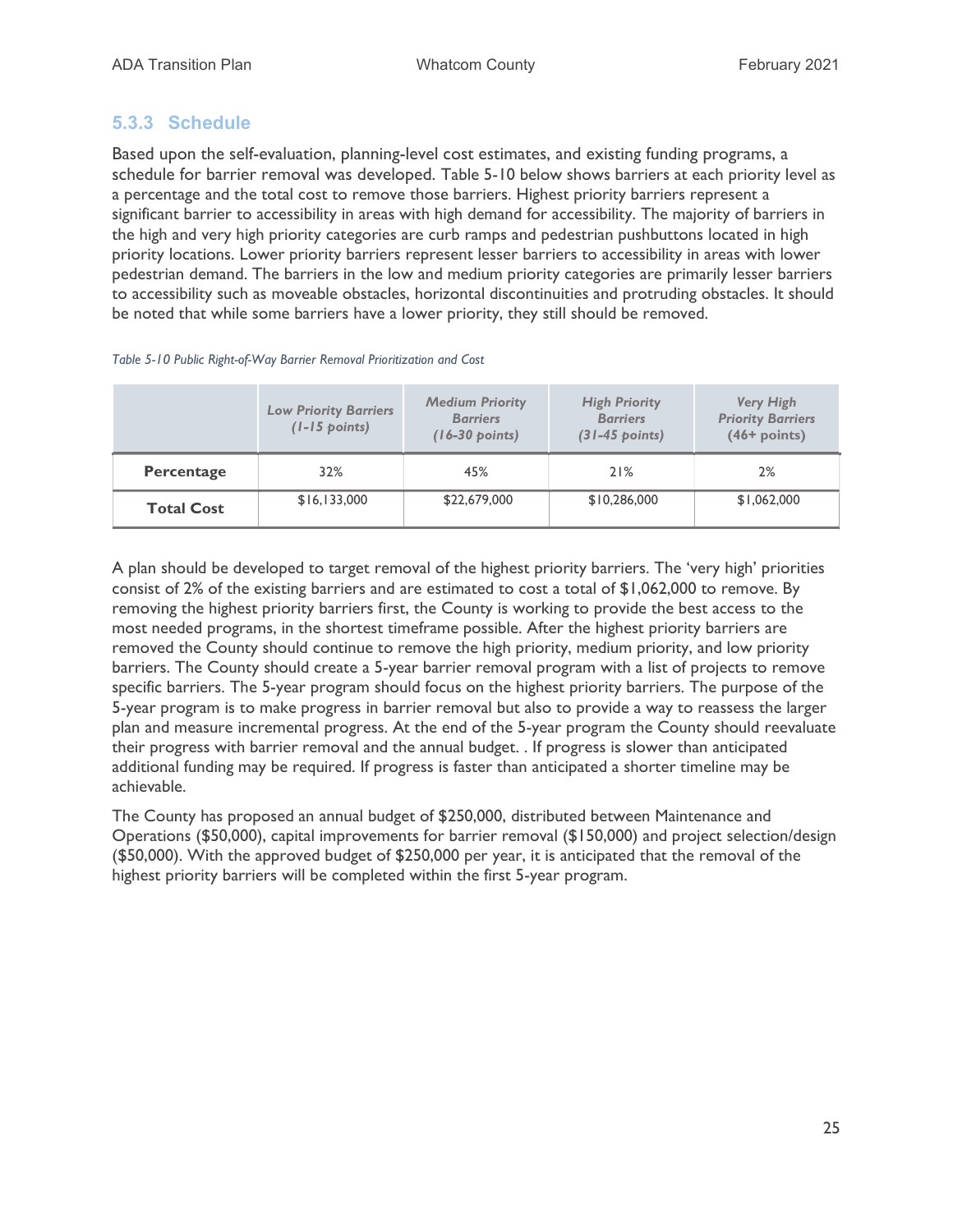### 5.3.3 Schedule

Based upon the self-evaluation, planning-level cost estimates, and existing funding programs, a schedule for barrier removal was developed. Table 5-10 below shows barriers at each priority level as a percentage and the total cost to remove those barriers. Highest priority barriers represent a significant barrier to accessibility in areas with high demand for accessibility. The majority of barriers in the high and very high priority categories are curb ramps and pedestrian pushbuttons located in high priority locations. Lower priority barriers represent lesser barriers to accessibility in areas with lower pedestrian demand. The barriers in the low and medium priority categories are primarily lesser barriers to accessibility such as moveable obstacles, horizontal discontinuities and protruding obstacles. It should be noted that while some barriers have a lower priority, they still should be removed.

*Table 5-10 Public Right-of-Way Barrier Removal Prioritization and Cost*

| | *Low Priority Barriers (1-15 points)* | *Medium Priority Barriers (16-30 points)* | *High Priority Barriers (31-45 points)* | *Very High Priority Barriers (46+ points)* |
|---|---|---|---|---|
| **Percentage** | 32% | 45% | 21% | 2% |
| **Total Cost** | $16,133,000 | $22,679,000 | $10,286,000 | $1,062,000 |

A plan should be developed to target removal of the highest priority barriers. The 'very high' priorities consist of 2% of the existing barriers and are estimated to cost a total of $1,062,000 to remove. By removing the highest priority barriers first, the County is working to provide the best access to the most needed programs, in the shortest timeframe possible. After the highest priority barriers are removed the County should continue to remove the high priority, medium priority, and low priority barriers. The County should create a 5-year barrier removal program with a list of projects to remove specific barriers. The 5-year program should focus on the highest priority barriers. The purpose of the 5-year program is to make progress in barrier removal but also to provide a way to reassess the larger plan and measure incremental progress. At the end of the 5-year program the County should reevaluate their progress with barrier removal and the annual budget. . If progress is slower than anticipated additional funding may be required. If progress is faster than anticipated a shorter timeline may be achievable.

The County has proposed an annual budget of $250,000, distributed between Maintenance and Operations ($50,000), capital improvements for barrier removal ($150,000) and project selection/design ($50,000). With the approved budget of $250,000 per year, it is anticipated that the removal of the highest priority barriers will be completed within the first 5-year program.